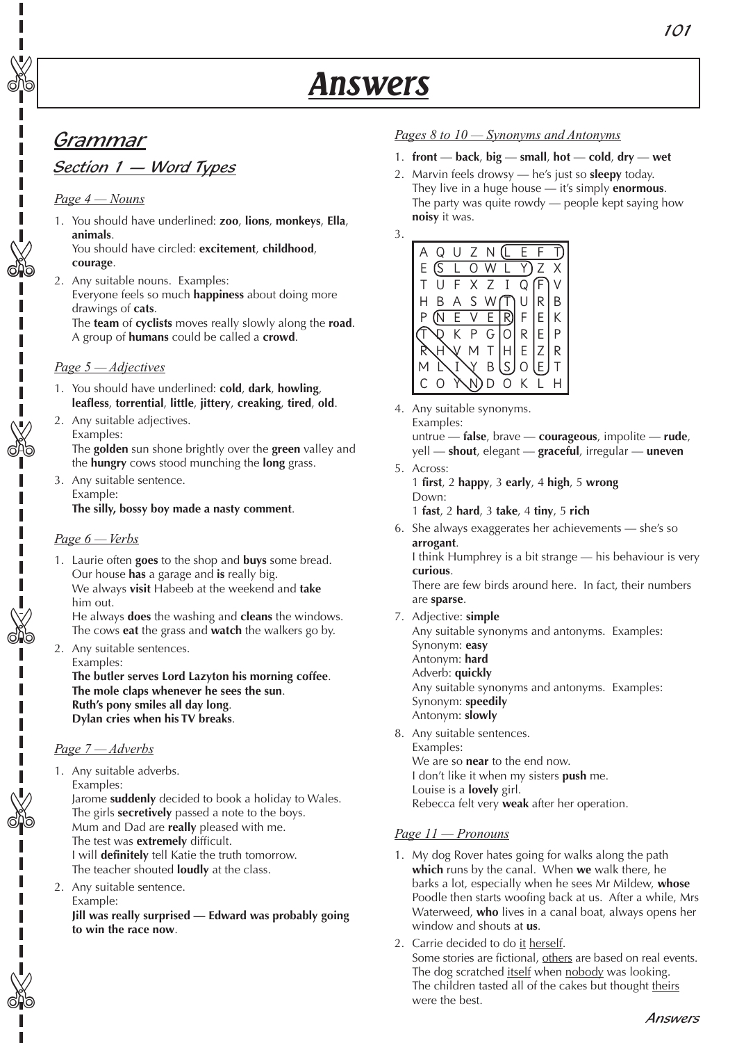# Answers

## Grammar

### Section 1 — Word Types

*Page 4 — Nouns*

1. You should have underlined: **zoo**, **lions**, **monkeys**, **Ella**, **animals**.
   You should have circled: **excitement**, **childhood**, **courage**.
2. Any suitable nouns. Examples:
   Everyone feels so much **happiness** about doing more drawings of **cats**.
   The **team** of **cyclists** moves really slowly along the **road**.
   A group of **humans** could be called a **crowd**.

*Page 5 — Adjectives*

1. You should have underlined: **cold**, **dark**, **howling**, **leafless**, **torrential**, **little**, **jittery**, **creaking**, **tired**, **old**.
2. Any suitable adjectives.
   Examples:
   The **golden** sun shone brightly over the **green** valley and the **hungry** cows stood munching the **long** grass.
3. Any suitable sentence.
   Example:
   **The silly, bossy boy made a nasty comment**.

*Page 6 — Verbs*

1. Laurie often **goes** to the shop and **buys** some bread.
   Our house **has** a garage and **is** really big.
   We always **visit** Habeeb at the weekend and **take** him out.
   He always **does** the washing and **cleans** the windows.
   The cows **eat** the grass and **watch** the walkers go by.
2. Any suitable sentences.
   Examples:
   **The butler serves Lord Lazyton his morning coffee**.
   **The mole claps whenever he sees the sun**.
   **Ruth's pony smiles all day long**.
   **Dylan cries when his TV breaks**.

*Page 7 — Adverbs*

1. Any suitable adverbs.
   Examples:
   Jarome **suddenly** decided to book a holiday to Wales.
   The girls **secretively** passed a note to the boys.
   Mum and Dad are **really** pleased with me.
   The test was **extremely** difficult.
   I will **definitely** tell Katie the truth tomorrow.
   The teacher shouted **loudly** at the class.
2. Any suitable sentence.
   Example:
   **Jill was really surprised — Edward was probably going to win the race now**.

*Pages 8 to 10 — Synonyms and Antonyms*

1. **front** — **back**, **big** — **small**, **hot** — **cold**, **dry** — **wet**
2. Marvin feels drowsy — he's just so **sleepy** today.
   They live in a huge house — it's simply **enormous**.
   The party was quite rowdy — people kept saying how **noisy** it was.
3. 

```
A Q U Z N L E F T
E S L O W L Y Z X
T U F X Z I Q F V
H B A S W T U R B
P N E V E R F E K
T D K P G O R E P
R H V M T H E Z R
M L I Y B S O E T
C O Y N D O K L H
```

4. Any suitable synonyms.
   Examples:
   untrue — **false**, brave — **courageous**, impolite — **rude**, yell — **shout**, elegant — **graceful**, irregular — **uneven**
5. Across:
   1 **first**, 2 **happy**, 3 **early**, 4 **high**, 5 **wrong**
   Down:
   1 **fast**, 2 **hard**, 3 **take**, 4 **tiny**, 5 **rich**
6. She always exaggerates her achievements — she's so **arrogant**.
   I think Humphrey is a bit strange — his behaviour is very **curious**.
   There are few birds around here. In fact, their numbers are **sparse**.
7. Adjective: **simple**
   Any suitable synonyms and antonyms. Examples:
   Synonym: **easy**
   Antonym: **hard**
   Adverb: **quickly**
   Any suitable synonyms and antonyms. Examples:
   Synonym: **speedily**
   Antonym: **slowly**
8. Any suitable sentences.
   Examples:
   We are so **near** to the end now.
   I don't like it when my sisters **push** me.
   Louise is a **lovely** girl.
   Rebecca felt very **weak** after her operation.

*Page 11 — Pronouns*

1. My dog Rover hates going for walks along the path **which** runs by the canal. When **we** walk there, he barks a lot, especially when he sees Mr Mildew, **whose** Poodle then starts woofing back at us. After a while, Mrs Waterweed, **who** lives in a canal boat, always opens her window and shouts at **us**.
2. Carrie decided to do it herself.
   Some stories are fictional, others are based on real events.
   The dog scratched itself when nobody was looking.
   The children tasted all of the cakes but thought theirs were the best.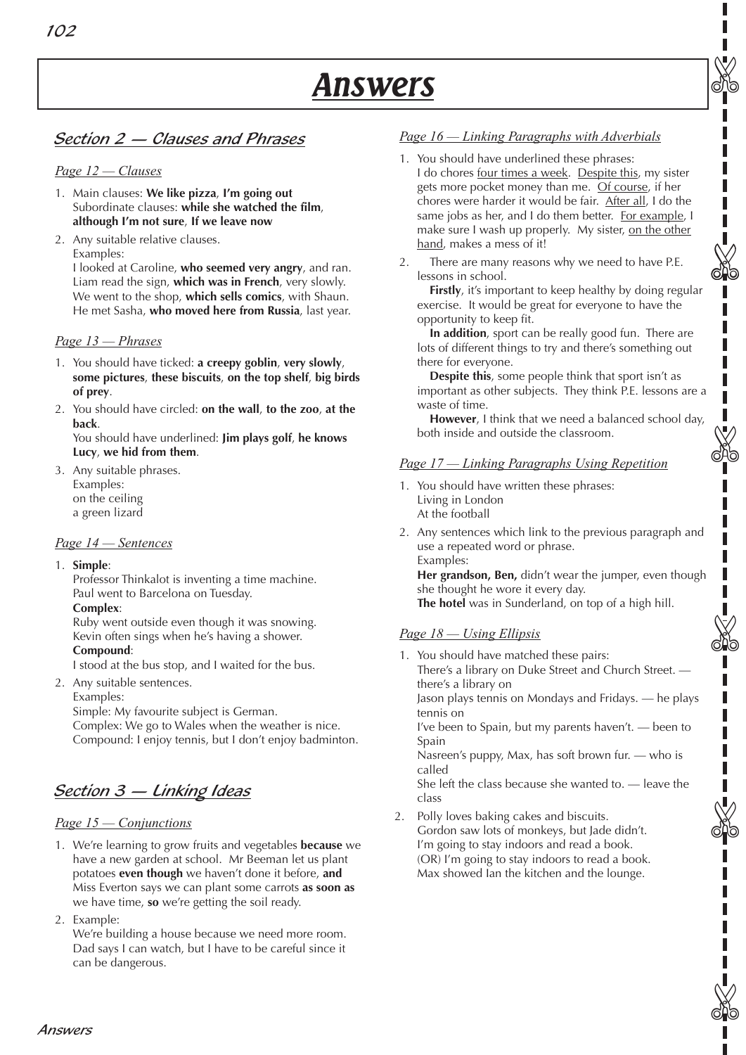# Answers

## Section 2 — Clauses and Phrases

### Page 12 — Clauses

1. Main clauses: **We like pizza**, **I'm going out**
   Subordinate clauses: **while she watched the film**, **although I'm not sure**, **If we leave now**
2. Any suitable relative clauses.
   Examples:
   I looked at Caroline, **who seemed very angry**, and ran.
   Liam read the sign, **which was in French**, very slowly.
   We went to the shop, **which sells comics**, with Shaun.
   He met Sasha, **who moved here from Russia**, last year.

### Page 13 — Phrases

1. You should have ticked: **a creepy goblin**, **very slowly**, **some pictures**, **these biscuits**, **on the top shelf**, **big birds of prey**.
2. You should have circled: **on the wall**, **to the zoo**, **at the back**.
   You should have underlined: **Jim plays golf**, **he knows Lucy**, **we hid from them**.
3. Any suitable phrases.
   Examples:
   on the ceiling
   a green lizard

### Page 14 — Sentences

1. **Simple**:
   Professor Thinkalot is inventing a time machine.
   Paul went to Barcelona on Tuesday.
   **Complex**:
   Ruby went outside even though it was snowing.
   Kevin often sings when he's having a shower.
   **Compound**:
   I stood at the bus stop, and I waited for the bus.
2. Any suitable sentences.
   Examples:
   Simple: My favourite subject is German.
   Complex: We go to Wales when the weather is nice.
   Compound: I enjoy tennis, but I don't enjoy badminton.

## Section 3 — Linking Ideas

### Page 15 — Conjunctions

1. We're learning to grow fruits and vegetables **because** we have a new garden at school. Mr Beeman let us plant potatoes **even though** we haven't done it before, **and** Miss Everton says we can plant some carrots **as soon as** we have time, **so** we're getting the soil ready.
2. Example:
   We're building a house because we need more room. Dad says I can watch, but I have to be careful since it can be dangerous.

### Page 16 — Linking Paragraphs with Adverbials

1. You should have underlined these phrases:
   I do chores <u>four times a week</u>. <u>Despite this</u>, my sister gets more pocket money than me. <u>Of course</u>, if her chores were harder it would be fair. <u>After all</u>, I do the same jobs as her, and I do them better. <u>For example</u>, I make sure I wash up properly. My sister, <u>on the other hand</u>, makes a mess of it!
2. There are many reasons why we need to have P.E. lessons in school.
   **Firstly**, it's important to keep healthy by doing regular exercise. It would be great for everyone to have the opportunity to keep fit.
   **In addition**, sport can be really good fun. There are lots of different things to try and there's something out there for everyone.
   **Despite this**, some people think that sport isn't as important as other subjects. They think P.E. lessons are a waste of time.
   **However**, I think that we need a balanced school day, both inside and outside the classroom.

### Page 17 — Linking Paragraphs Using Repetition

1. You should have written these phrases:
   Living in London
   At the football
2. Any sentences which link to the previous paragraph and use a repeated word or phrase.
   Examples:
   **Her grandson, Ben,** didn't wear the jumper, even though she thought he wore it every day.
   **The hotel** was in Sunderland, on top of a high hill.

### Page 18 — Using Ellipsis

1. You should have matched these pairs:
   There's a library on Duke Street and Church Street. — there's a library on
   Jason plays tennis on Mondays and Fridays. — he plays tennis on
   I've been to Spain, but my parents haven't. — been to Spain
   Nasreen's puppy, Max, has soft brown fur. — who is called
   She left the class because she wanted to. — leave the class
2. Polly loves baking cakes and biscuits.
   Gordon saw lots of monkeys, but Jade didn't.
   I'm going to stay indoors and read a book.
   (OR) I'm going to stay indoors to read a book.
   Max showed Ian the kitchen and the lounge.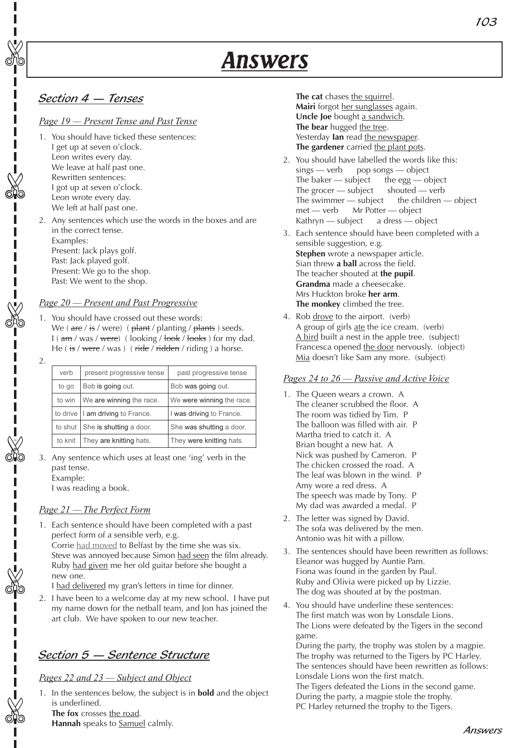# Answers

## Section 4 — Tenses

### Page 19 — Present Tense and Past Tense

1. You should have ticked these sentences:
   I get up at seven o'clock.
   Leon writes every day.
   We leave at half past one.
   Rewritten sentences:
   I got up at seven o'clock.
   Leon wrote every day.
   We left at half past one.
2. Any sentences which use the words in the boxes and are in the correct tense.
   Examples:
   Present: Jack plays golf.
   Past: Jack played golf.
   Present: We go to the shop.
   Past: We went to the shop.

### Page 20 — Present and Past Progressive

1. You should have crossed out these words:
   We ( ~~are~~ / ~~is~~ / were) ( ~~plant~~ / planting / ~~plants~~ ) seeds.
   I ( ~~am~~ / was / ~~were~~) ( looking / ~~look~~ / ~~looks~~ ) for my dad.
   He ( ~~is~~ / ~~were~~ / was ) ( ~~ride~~ / ~~ridden~~ / riding ) a horse.
2.

| verb | present progressive tense | past progressive tense |
|---|---|---|
| to go | Bob is going out. | Bob was going out. |
| to win | We are winning the race. | We were winning the race. |
| to drive | I am driving to France. | I was driving to France. |
| to shut | She is shutting a door. | She was shutting a door. |
| to knit | They are knitting hats. | They were knitting hats. |

3. Any sentence which uses at least one 'ing' verb in the past tense.
   Example:
   I was reading a book.

### Page 21 — The Perfect Form

1. Each sentence should have been completed with a past perfect form of a sensible verb, e.g.
   Corrie <u>had moved</u> to Belfast by the time she was six.
   Steve was annoyed because Simon <u>had seen</u> the film already.
   Ruby <u>had given</u> me her old guitar before she bought a new one.
   I <u>had delivered</u> my gran's letters in time for dinner.
2. I have been to a welcome day at my new school. I have put my name down for the netball team, and Jon has joined the art club. We have spoken to our new teacher.

## Section 5 — Sentence Structure

### Pages 22 and 23 — Subject and Object

1. In the sentences below, the subject is in **bold** and the object is underlined.
   **The fox** crosses <u>the road</u>.
   **Hannah** speaks to <u>Samuel</u> calmly.
   **The cat** chases <u>the squirrel</u>.
   **Mairi** forgot <u>her sunglasses</u> again.
   **Uncle Joe** bought <u>a sandwich</u>.
   **The bear** hugged <u>the tree</u>.
   Yesterday **Ian** read <u>the newspaper</u>.
   **The gardener** carried <u>the plant pots</u>.
2. You should have labelled the words like this:
   sings — verb    pop songs — object
   The baker — subject    the egg — object
   The grocer — subject    shouted — verb
   The swimmer — subject    the children — object
   met — verb    Mr Potter — object
   Kathryn — subject    a dress — object
3. Each sentence should have been completed with a sensible suggestion, e.g.
   **Stephen** wrote a newspaper article.
   Sian threw **a ball** across the field.
   The teacher shouted at **the pupil**.
   **Grandma** made a cheesecake.
   Mrs Huckton broke **her arm**.
   **The monkey** climbed the tree.
4. Rob <u>drove</u> to the airport. (verb)
   A group of girls <u>ate</u> the ice cream. (verb)
   <u>A bird</u> built a nest in the apple tree. (subject)
   Francesca opened <u>the door</u> nervously. (object)
   <u>Mia</u> doesn't like Sam any more. (subject)

### Pages 24 to 26 — Passive and Active Voice

1. The Queen wears a crown. A
   The cleaner scrubbed the floor. A
   The room was tidied by Tim. P
   The balloon was filled with air. P
   Martha tried to catch it. A
   Brian bought a new hat. A
   Nick was pushed by Cameron. P
   The chicken crossed the road. A
   The leaf was blown in the wind. P
   Amy wore a red dress. A
   The speech was made by Tony. P
   My dad was awarded a medal. P
2. The letter was signed by David.
   The sofa was delivered by the men.
   Antonio was hit with a pillow.
3. The sentences should have been rewritten as follows:
   Eleanor was hugged by Auntie Pam.
   Fiona was found in the garden by Paul.
   Ruby and Olivia were picked up by Lizzie.
   The dog was shouted at by the postman.
4. You should have underline these sentences:
   The first match was won by Lonsdale Lions.
   The Lions were defeated by the Tigers in the second game.
   During the party, the trophy was stolen by a magpie.
   The trophy was returned to the Tigers by PC Harley.
   The sentences should have been rewritten as follows:
   Lonsdale Lions won the first match.
   The Tigers defeated the Lions in the second game.
   During the party, a magpie stole the trophy.
   PC Harley returned the trophy to the Tigers.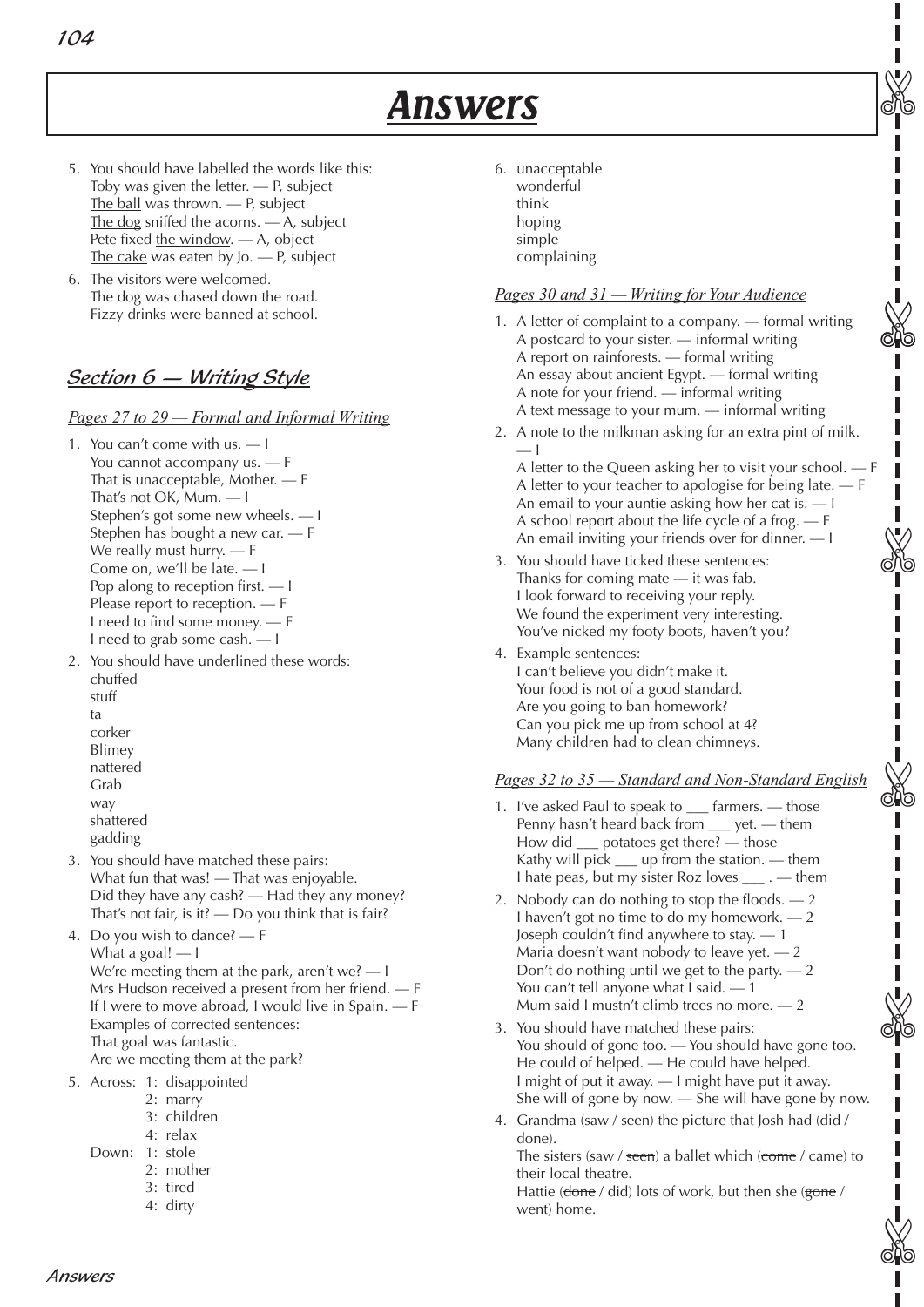# Answers

5. You should have labelled the words like this:
   Toby was given the letter. — P, subject
   The ball was thrown. — P, subject
   The dog sniffed the acorns. — A, subject
   Pete fixed the window. — A, object
   The cake was eaten by Jo. — P, subject
6. The visitors were welcomed.
   The dog was chased down the road.
   Fizzy drinks were banned at school.

## Section 6 — Writing Style

### Pages 27 to 29 — Formal and Informal Writing

1. You can't come with us. — I
   You cannot accompany us. — F
   That is unacceptable, Mother. — F
   That's not OK, Mum. — I
   Stephen's got some new wheels. — I
   Stephen has bought a new car. — F
   We really must hurry. — F
   Come on, we'll be late. — I
   Pop along to reception first. — I
   Please report to reception. — F
   I need to find some money. — F
   I need to grab some cash. — I
2. You should have underlined these words:
   chuffed
   stuff
   ta
   corker
   Blimey
   nattered
   Grab
   way
   shattered
   gadding
3. You should have matched these pairs:
   What fun that was! — That was enjoyable.
   Did they have any cash? — Had they any money?
   That's not fair, is it? — Do you think that is fair?
4. Do you wish to dance? — F
   What a goal! — I
   We're meeting them at the park, aren't we? — I
   Mrs Hudson received a present from her friend. — F
   If I were to move abroad, I would live in Spain. — F
   Examples of corrected sentences:
   That goal was fantastic.
   Are we meeting them at the park?
5. Across: 1: disappointed
   2: marry
   3: children
   4: relax
   Down: 1: stole
   2: mother
   3: tired
   4: dirty
6. unacceptable
   wonderful
   think
   hoping
   simple
   complaining

### Pages 30 and 31 — Writing for Your Audience

1. A letter of complaint to a company. — formal writing
   A postcard to your sister. — informal writing
   A report on rainforests. — formal writing
   An essay about ancient Egypt. — formal writing
   A note for your friend. — informal writing
   A text message to your mum. — informal writing
2. A note to the milkman asking for an extra pint of milk. — I
   A letter to the Queen asking her to visit your school. — F
   A letter to your teacher to apologise for being late. — F
   An email to your auntie asking how her cat is. — I
   A school report about the life cycle of a frog. — F
   An email inviting your friends over for dinner. — I
3. You should have ticked these sentences:
   Thanks for coming mate — it was fab.
   I look forward to receiving your reply.
   We found the experiment very interesting.
   You've nicked my footy boots, haven't you?
4. Example sentences:
   I can't believe you didn't make it.
   Your food is not of a good standard.
   Are you going to ban homework?
   Can you pick me up from school at 4?
   Many children had to clean chimneys.

### Pages 32 to 35 — Standard and Non-Standard English

1. I've asked Paul to speak to ___ farmers. — those
   Penny hasn't heard back from ___ yet. — them
   How did ___ potatoes get there? — those
   Kathy will pick ___ up from the station. — them
   I hate peas, but my sister Roz loves ___ . — them
2. Nobody can do nothing to stop the floods. — 2
   I haven't got no time to do my homework. — 2
   Joseph couldn't find anywhere to stay. — 1
   Maria doesn't want nobody to leave yet. — 2
   Don't do nothing until we get to the party. — 2
   You can't tell anyone what I said. — 1
   Mum said I mustn't climb trees no more. — 2
3. You should have matched these pairs:
   You should of gone too. — You should have gone too.
   He could of helped. — He could have helped.
   I might of put it away. — I might have put it away.
   She will of gone by now. — She will have gone by now.
4. Grandma (saw / ~~seen~~) the picture that Josh had (~~did~~ / done).
   The sisters (saw / ~~seen~~) a ballet which (~~come~~ / came) to their local theatre.
   Hattie (~~done~~ / did) lots of work, but then she (~~gone~~ / went) home.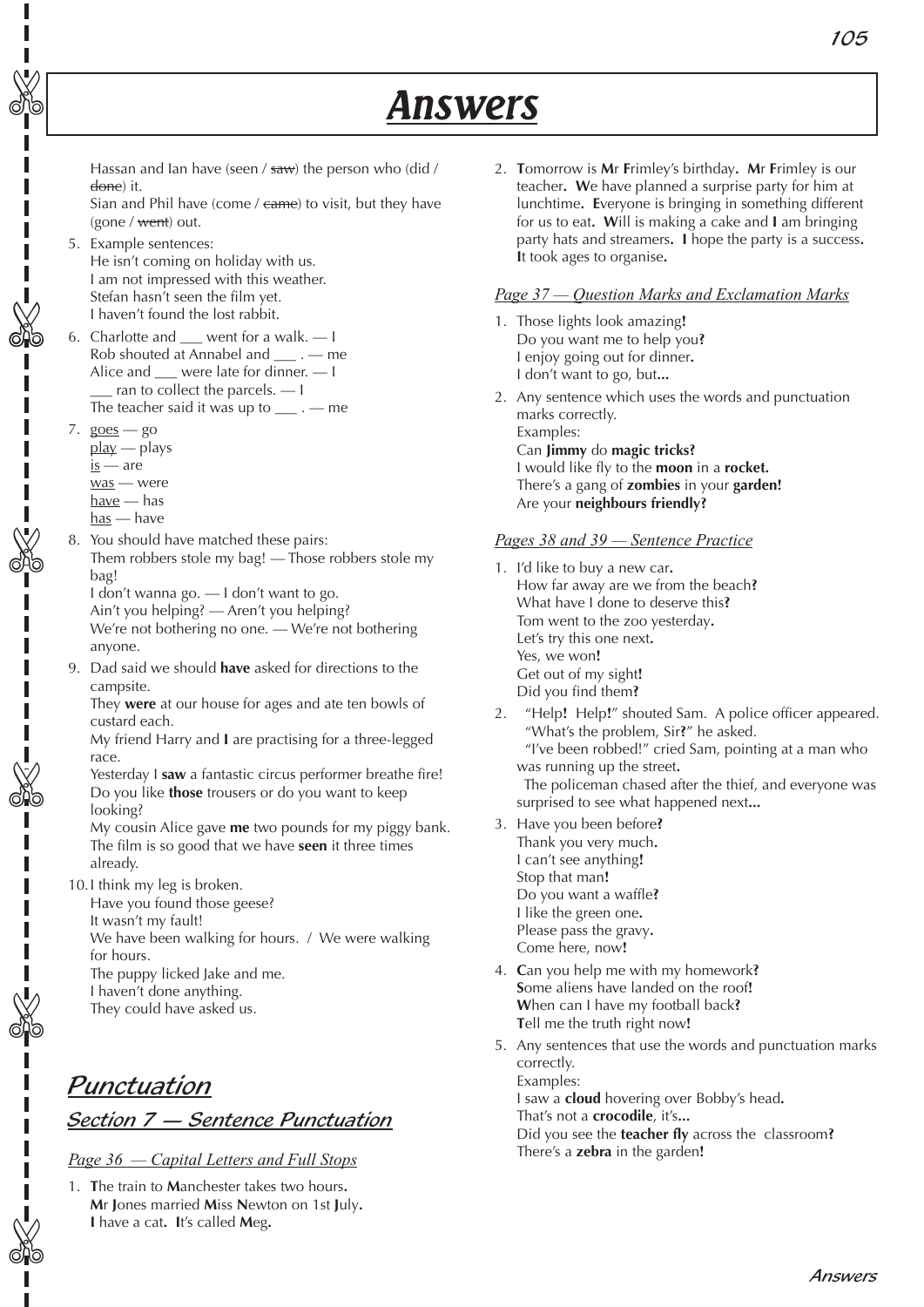# Answers

Hassan and Ian have (seen / ~~saw~~) the person who (did / ~~done~~) it.
Sian and Phil have (come / ~~came~~) to visit, but they have (gone / ~~went~~) out.

5. Example sentences:
   He isn't coming on holiday with us.
   I am not impressed with this weather.
   Stefan hasn't seen the film yet.
   I haven't found the lost rabbit.
6. Charlotte and ___ went for a walk. — I
   Rob shouted at Annabel and ___ . — me
   Alice and ___ were late for dinner. — I
   ___ ran to collect the parcels. — I
   The teacher said it was up to ___ . — me
7. <u>goes</u> — go
   <u>play</u> — plays
   <u>is</u> — are
   <u>was</u> — were
   <u>have</u> — has
   <u>has</u> — have
8. You should have matched these pairs:
   Them robbers stole my bag! — Those robbers stole my bag!
   I don't wanna go. — I don't want to go.
   Ain't you helping? — Aren't you helping?
   We're not bothering no one. — We're not bothering anyone.
9. Dad said we should **have** asked for directions to the campsite.
   They **were** at our house for ages and ate ten bowls of custard each.
   My friend Harry and **I** are practising for a three-legged race.
   Yesterday I **saw** a fantastic circus performer breathe fire!
   Do you like **those** trousers or do you want to keep looking?
   My cousin Alice gave **me** two pounds for my piggy bank.
   The film is so good that we have **seen** it three times already.
10. I think my leg is broken.
    Have you found those geese?
    It wasn't my fault!
    We have been walking for hours. / We were walking for hours.
    The puppy licked Jake and me.
    I haven't done anything.
    They could have asked us.

## Punctuation

### Section 7 — Sentence Punctuation

*Page 36 — Capital Letters and Full Stops*

1. **T**he train to **M**anchester takes two hours**.**
   **M**r **J**ones married **M**iss **N**ewton on 1st **J**uly**.**
   **I** have a cat**.** **I**t's called **M**eg**.**
2. **T**omorrow is **M**r **F**rimley's birthday**.** **M**r **F**rimley is our teacher**.** **W**e have planned a surprise party for him at lunchtime**.** **E**veryone is bringing in something different for us to eat**.** **W**ill is making a cake and **I** am bringing party hats and streamers**.** **I** hope the party is a success**.** **I**t took ages to organise**.**

*Page 37 — Question Marks and Exclamation Marks*

1. Those lights look amazing**!**
   Do you want me to help you**?**
   I enjoy going out for dinner**.**
   I don't want to go, but**...**
2. Any sentence which uses the words and punctuation marks correctly.
   Examples:
   Can **Jimmy** do **magic tricks?**
   I would like fly to the **moon** in a **rocket.**
   There's a gang of **zombies** in your **garden!**
   Are your **neighbours friendly?**

*Pages 38 and 39 — Sentence Practice*

1. I'd like to buy a new car**.**
   How far away are we from the beach**?**
   What have I done to deserve this**?**
   Tom went to the zoo yesterday**.**
   Let's try this one next**.**
   Yes, we won**!**
   Get out of my sight**!**
   Did you find them**?**
2. "Help**!** Help**!**" shouted Sam. A police officer appeared.
   "What's the problem, Sir**?**" he asked.
   "I've been robbed!" cried Sam, pointing at a man who was running up the street**.**
   The policeman chased after the thief, and everyone was surprised to see what happened next**...**
3. Have you been before**?**
   Thank you very much**.**
   I can't see anything**!**
   Stop that man**!**
   Do you want a waffle**?**
   I like the green one**.**
   Please pass the gravy**.**
   Come here, now**!**
4. **C**an you help me with my homework**?**
   **S**ome aliens have landed on the roof**!**
   **W**hen can I have my football back**?**
   **T**ell me the truth right now**!**
5. Any sentences that use the words and punctuation marks correctly.
   Examples:
   I saw a **cloud** hovering over Bobby's head**.**
   That's not a **crocodile**, it's**...**
   Did you see the **teacher fly** across the classroom**?**
   There's a **zebra** in the garden**!**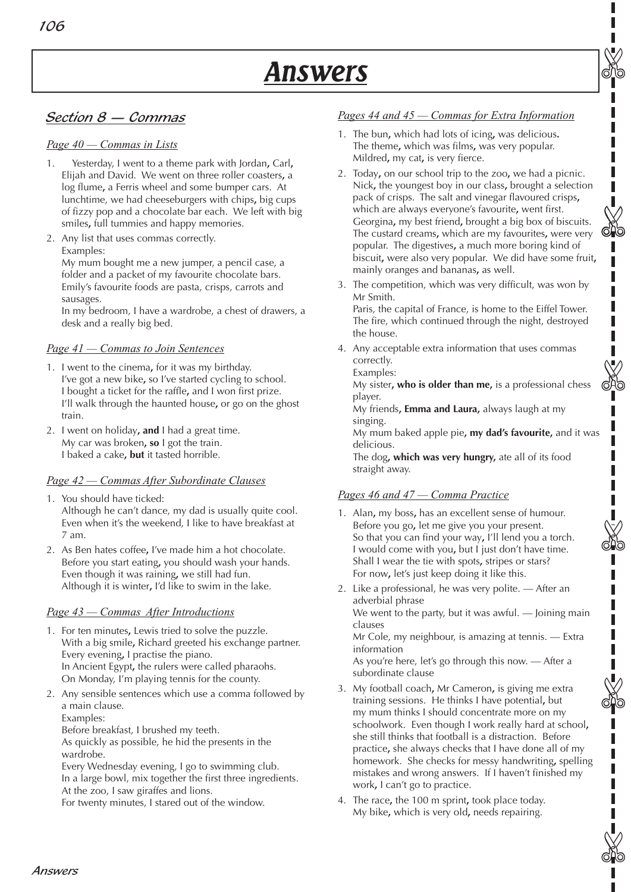# Answers

## Section 8 — Commas

### Page 40 — Commas in Lists

1. Yesterday, I went to a theme park with Jordan, Carl, Elijah and David. We went on three roller coasters, a log flume, a Ferris wheel and some bumper cars. At lunchtime, we had cheeseburgers with chips, big cups of fizzy pop and a chocolate bar each. We left with big smiles, full tummies and happy memories.
2. Any list that uses commas correctly.
   Examples:
   My mum bought me a new jumper, a pencil case, a folder and a packet of my favourite chocolate bars.
   Emily's favourite foods are pasta, crisps, carrots and sausages.
   In my bedroom, I have a wardrobe, a chest of drawers, a desk and a really big bed.

### Page 41 — Commas to Join Sentences

1. I went to the cinema, for it was my birthday.
   I've got a new bike, so I've started cycling to school.
   I bought a ticket for the raffle, and I won first prize.
   I'll walk through the haunted house, or go on the ghost train.
2. I went on holiday, **and** I had a great time.
   My car was broken, **so** I got the train.
   I baked a cake, **but** it tasted horrible.

### Page 42 — Commas After Subordinate Clauses

1. You should have ticked:
   Although he can't dance, my dad is usually quite cool.
   Even when it's the weekend, I like to have breakfast at 7 am.
2. As Ben hates coffee, I've made him a hot chocolate.
   Before you start eating, you should wash your hands.
   Even though it was raining, we still had fun.
   Although it is winter, I'd like to swim in the lake.

### Page 43 — Commas After Introductions

1. For ten minutes, Lewis tried to solve the puzzle.
   With a big smile, Richard greeted his exchange partner.
   Every evening, I practise the piano.
   In Ancient Egypt, the rulers were called pharaohs.
   On Monday, I'm playing tennis for the county.
2. Any sensible sentences which use a comma followed by a main clause.
   Examples:
   Before breakfast, I brushed my teeth.
   As quickly as possible, he hid the presents in the wardrobe.
   Every Wednesday evening, I go to swimming club.
   In a large bowl, mix together the first three ingredients.
   At the zoo, I saw giraffes and lions.
   For twenty minutes, I stared out of the window.

### Pages 44 and 45 — Commas for Extra Information

1. The bun, which had lots of icing, was delicious.
   The theme, which was films, was very popular.
   Mildred, my cat, is very fierce.
2. Today, on our school trip to the zoo, we had a picnic. Nick, the youngest boy in our class, brought a selection pack of crisps. The salt and vinegar flavoured crisps, which are always everyone's favourite, went first. Georgina, my best friend, brought a big box of biscuits. The custard creams, which are my favourites, were very popular. The digestives, a much more boring kind of biscuit, were also very popular. We did have some fruit, mainly oranges and bananas, as well.
3. The competition, which was very difficult, was won by Mr Smith.
   Paris, the capital of France, is home to the Eiffel Tower.
   The fire, which continued through the night, destroyed the house.
4. Any acceptable extra information that uses commas correctly.
   Examples:
   My sister**, who is older than me,** is a professional chess player.
   My friends**, Emma and Laura,** always laugh at my singing.
   My mum baked apple pie**, my dad's favourite,** and it was delicious.
   The dog**, which was very hungry,** ate all of its food straight away.

### Pages 46 and 47 — Comma Practice

1. Alan, my boss, has an excellent sense of humour.
   Before you go, let me give you your present.
   So that you can find your way, I'll lend you a torch.
   I would come with you, but I just don't have time.
   Shall I wear the tie with spots, stripes or stars?
   For now, let's just keep doing it like this.
2. Like a professional, he was very polite. — After an adverbial phrase
   We went to the party, but it was awful. — Joining main clauses
   Mr Cole, my neighbour, is amazing at tennis. — Extra information
   As you're here, let's go through this now. — After a subordinate clause
3. My football coach, Mr Cameron, is giving me extra training sessions. He thinks I have potential, but my mum thinks I should concentrate more on my schoolwork. Even though I work really hard at school, she still thinks that football is a distraction. Before practice, she always checks that I have done all of my homework. She checks for messy handwriting, spelling mistakes and wrong answers. If I haven't finished my work, I can't go to practice.
4. The race, the 100 m sprint, took place today.
   My bike, which is very old, needs repairing.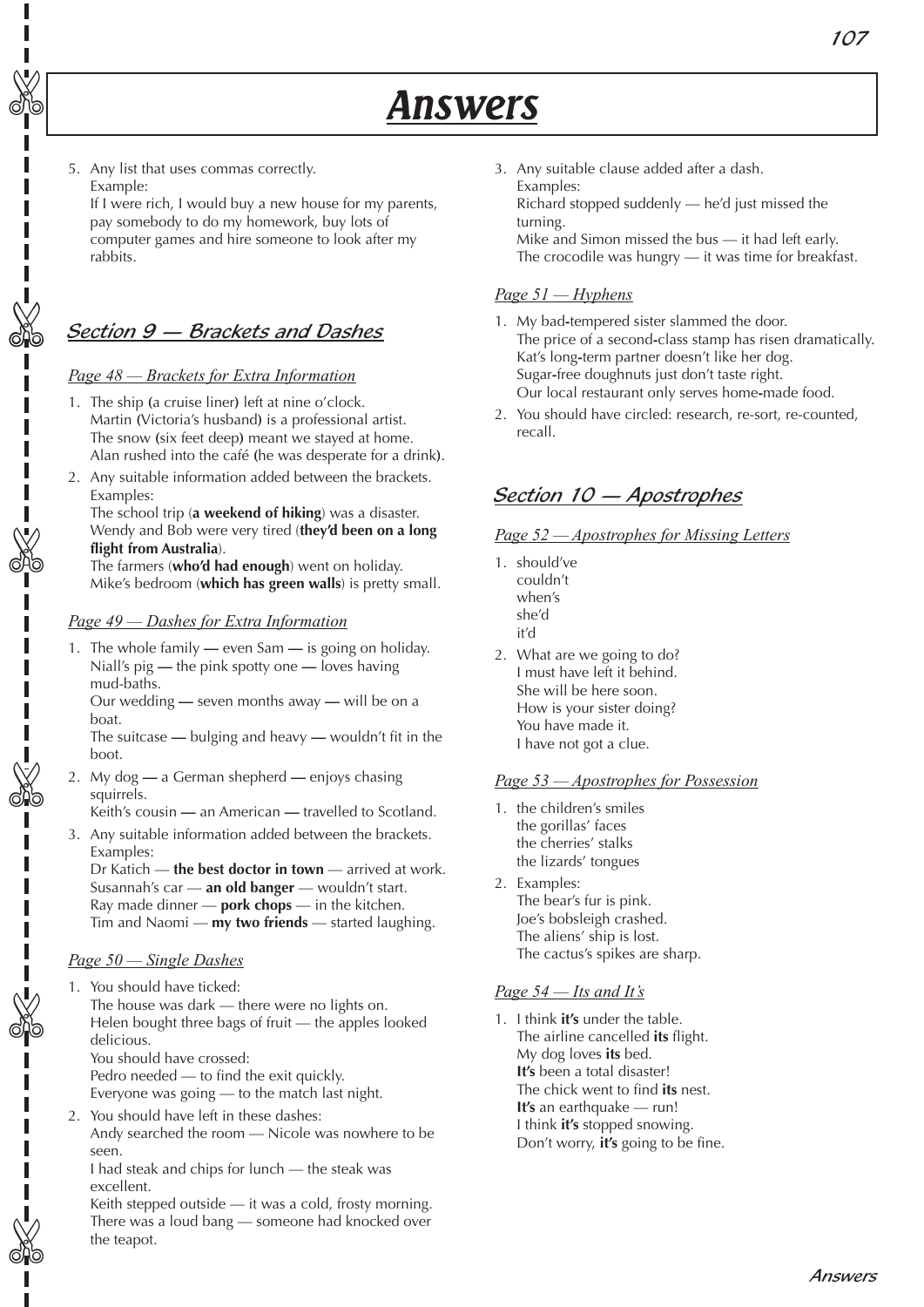# Answers

5. Any list that uses commas correctly.
   Example:
   If I were rich, I would buy a new house for my parents, pay somebody to do my homework, buy lots of computer games and hire someone to look after my rabbits.

## Section 9 — Brackets and Dashes

### *Page 48 — Brackets for Extra Information*

1. The ship (a cruise liner) left at nine o'clock.
   Martin (Victoria's husband) is a professional artist.
   The snow (six feet deep) meant we stayed at home.
   Alan rushed into the café (he was desperate for a drink).
2. Any suitable information added between the brackets.
   Examples:
   The school trip (**a weekend of hiking**) was a disaster.
   Wendy and Bob were very tired (**they'd been on a long flight from Australia**).
   The farmers (**who'd had enough**) went on holiday.
   Mike's bedroom (**which has green walls**) is pretty small.

### *Page 49 — Dashes for Extra Information*

1. The whole family — even Sam — is going on holiday.
   Niall's pig — the pink spotty one — loves having mud-baths.
   Our wedding — seven months away — will be on a boat.
   The suitcase — bulging and heavy — wouldn't fit in the boot.
2. My dog — a German shepherd — enjoys chasing squirrels.
   Keith's cousin — an American — travelled to Scotland.
3. Any suitable information added between the brackets.
   Examples:
   Dr Katich — **the best doctor in town** — arrived at work.
   Susannah's car — **an old banger** — wouldn't start.
   Ray made dinner — **pork chops** — in the kitchen.
   Tim and Naomi — **my two friends** — started laughing.

### *Page 50 — Single Dashes*

1. You should have ticked:
   The house was dark — there were no lights on.
   Helen bought three bags of fruit — the apples looked delicious.
   You should have crossed:
   Pedro needed — to find the exit quickly.
   Everyone was going — to the match last night.
2. You should have left in these dashes:
   Andy searched the room — Nicole was nowhere to be seen.
   I had steak and chips for lunch — the steak was excellent.
   Keith stepped outside — it was a cold, frosty morning.
   There was a loud bang — someone had knocked over the teapot.
3. Any suitable clause added after a dash.
   Examples:
   Richard stopped suddenly — he'd just missed the turning.
   Mike and Simon missed the bus — it had left early.
   The crocodile was hungry — it was time for breakfast.

### *Page 51 — Hyphens*

1. My bad-tempered sister slammed the door.
   The price of a second-class stamp has risen dramatically.
   Kat's long-term partner doesn't like her dog.
   Sugar-free doughnuts just don't taste right.
   Our local restaurant only serves home-made food.
2. You should have circled: research, re-sort, re-counted, recall.

## Section 10 — Apostrophes

### *Page 52 — Apostrophes for Missing Letters*

1. should've
   couldn't
   when's
   she'd
   it'd
2. What are we going to do?
   I must have left it behind.
   She will be here soon.
   How is your sister doing?
   You have made it.
   I have not got a clue.

### *Page 53 — Apostrophes for Possession*

1. the children's smiles
   the gorillas' faces
   the cherries' stalks
   the lizards' tongues
2. Examples:
   The bear's fur is pink.
   Joe's bobsleigh crashed.
   The aliens' ship is lost.
   The cactus's spikes are sharp.

### *Page 54 — Its and It's*

1. I think **it's** under the table.
   The airline cancelled **its** flight.
   My dog loves **its** bed.
   **It's** been a total disaster!
   The chick went to find **its** nest.
   **It's** an earthquake — run!
   I think **it's** stopped snowing.
   Don't worry, **it's** going to be fine.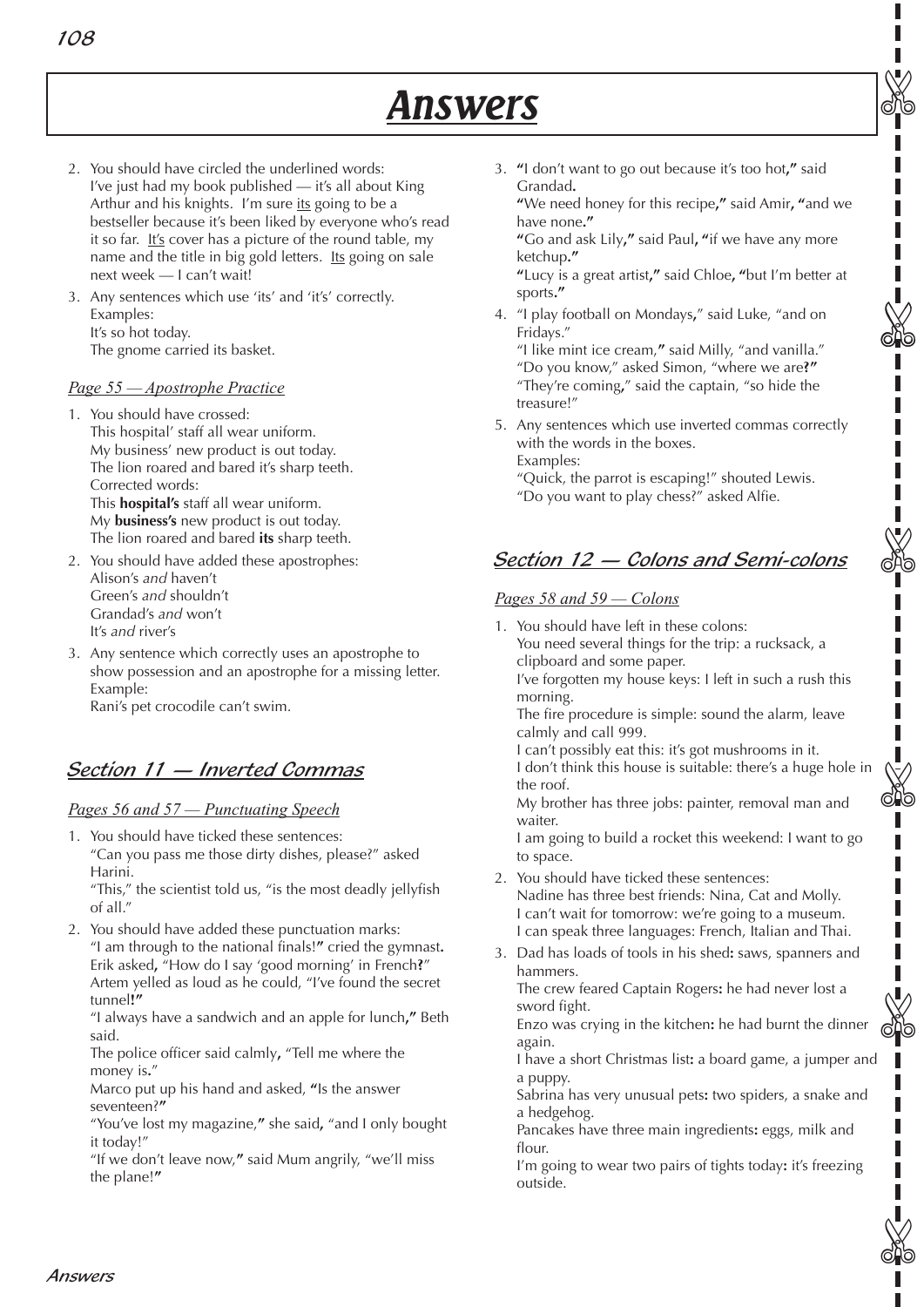# Answers

2. You should have circled the underlined words:
   I've just had my book published — it's all about King Arthur and his knights. I'm sure <u>its</u> going to be a bestseller because it's been liked by everyone who's read it so far. <u>It's</u> cover has a picture of the round table, my name and the title in big gold letters. <u>Its</u> going on sale next week — I can't wait!
3. Any sentences which use 'its' and 'it's' correctly.
   Examples:
   It's so hot today.
   The gnome carried its basket.

### *Page 55 — Apostrophe Practice*

1. You should have crossed:
   This hospital' staff all wear uniform.
   My business' new product is out today.
   The lion roared and bared it's sharp teeth.
   Corrected words:
   This **hospital's** staff all wear uniform.
   My **business's** new product is out today.
   The lion roared and bared **its** sharp teeth.
2. You should have added these apostrophes:
   Alison's *and* haven't
   Green's *and* shouldn't
   Grandad's *and* won't
   It's *and* river's
3. Any sentence which correctly uses an apostrophe to show possession and an apostrophe for a missing letter.
   Example:
   Rani's pet crocodile can't swim.

## Section 11 — Inverted Commas

### *Pages 56 and 57 — Punctuating Speech*

1. You should have ticked these sentences:
   "Can you pass me those dirty dishes, please?" asked Harini.
   "This," the scientist told us, "is the most deadly jellyfish of all."
2. You should have added these punctuation marks:
   "I am through to the national finals!**"** cried the gymnast**.**
   Erik asked**,** "How do I say 'good morning' in French**?**"
   Artem yelled as loud as he could, "I've found the secret tunnel**!"**
   "I always have a sandwich and an apple for lunch**,"** Beth said.
   The police officer said calmly**,** "Tell me where the money is**.**"
   Marco put up his hand and asked, **"**Is the answer seventeen?**"**
   "You've lost my magazine,**"** she said**,** "and I only bought it today!"
   "If we don't leave now,**"** said Mum angrily, "we'll miss the plane!**"**
3. **"**I don't want to go out because it's too hot**,"** said Grandad**.**
   **"**We need honey for this recipe**,"** said Amir**, "**and we have none**."**
   **"**Go and ask Lily**,"** said Paul**, "**if we have any more ketchup**."**
   **"**Lucy is a great artist**,"** said Chloe**, "**but I'm better at sports**."**
4. "I play football on Mondays**,**" said Luke, "and on Fridays."
   "I like mint ice cream,**"** said Milly, "and vanilla."
   "Do you know," asked Simon, "where we are**?"**
   "They're coming**,**" said the captain, "so hide the treasure!"
5. Any sentences which use inverted commas correctly with the words in the boxes.
   Examples:
   "Quick, the parrot is escaping!" shouted Lewis.
   "Do you want to play chess?" asked Alfie.

## Section 12 — Colons and Semi-colons

### *Pages 58 and 59 — Colons*

1. You should have left in these colons:
   You need several things for the trip: a rucksack, a clipboard and some paper.
   I've forgotten my house keys: I left in such a rush this morning.
   The fire procedure is simple: sound the alarm, leave calmly and call 999.
   I can't possibly eat this: it's got mushrooms in it.
   I don't think this house is suitable: there's a huge hole in the roof.
   My brother has three jobs: painter, removal man and waiter.
   I am going to build a rocket this weekend: I want to go to space.
2. You should have ticked these sentences:
   Nadine has three best friends: Nina, Cat and Molly.
   I can't wait for tomorrow: we're going to a museum.
   I can speak three languages: French, Italian and Thai.
3. Dad has loads of tools in his shed**:** saws, spanners and hammers.
   The crew feared Captain Rogers**:** he had never lost a sword fight.
   Enzo was crying in the kitchen**:** he had burnt the dinner again.
   I have a short Christmas list**:** a board game, a jumper and a puppy.
   Sabrina has very unusual pets**:** two spiders, a snake and a hedgehog.
   Pancakes have three main ingredients**:** eggs, milk and flour.
   I'm going to wear two pairs of tights today**:** it's freezing outside.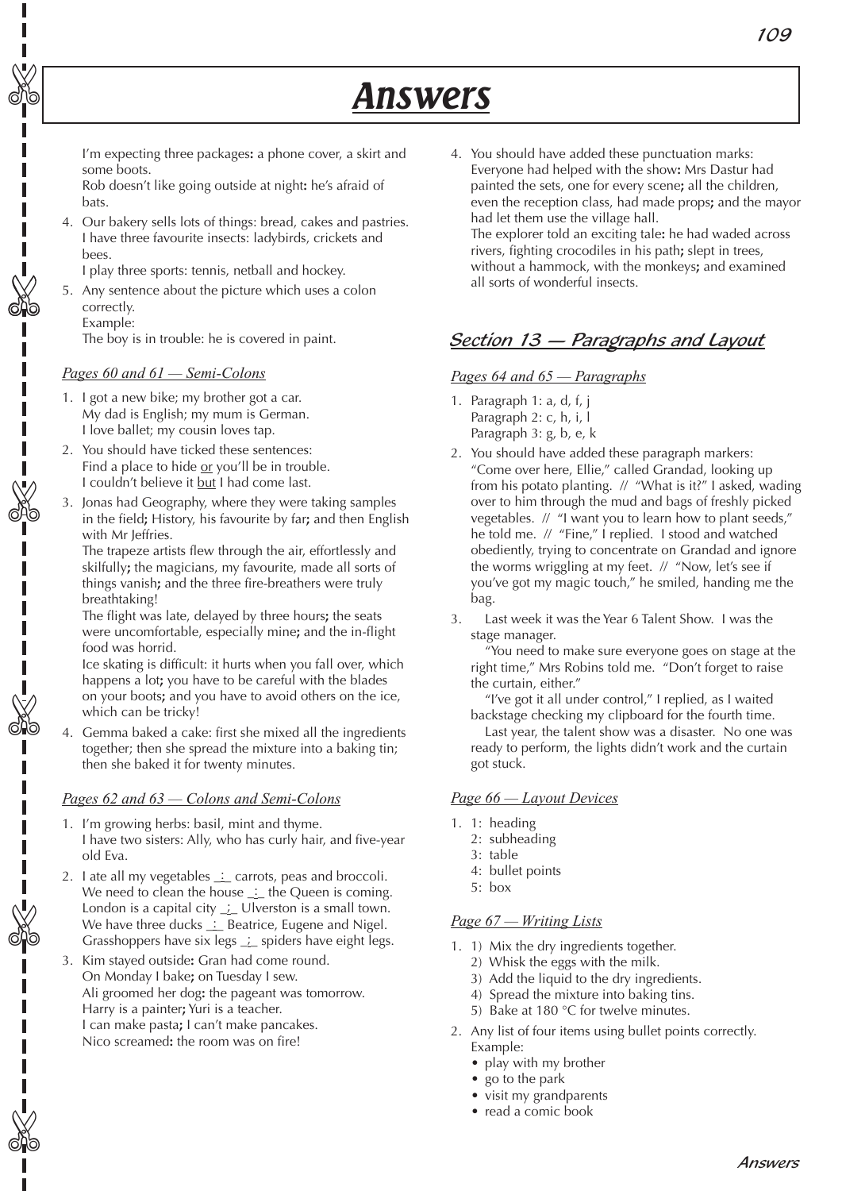# Answers

I'm expecting three packages**:** a phone cover, a skirt and some boots.
Rob doesn't like going outside at night**:** he's afraid of bats.

4. Our bakery sells lots of things: bread, cakes and pastries.
   I have three favourite insects: ladybirds, crickets and bees.
   I play three sports: tennis, netball and hockey.
5. Any sentence about the picture which uses a colon correctly.
   Example:
   The boy is in trouble: he is covered in paint.

*Pages 60 and 61 — Semi-Colons*

1. I got a new bike; my brother got a car.
   My dad is English; my mum is German.
   I love ballet; my cousin loves tap.
2. You should have ticked these sentences:
   Find a place to hide or you'll be in trouble.
   I couldn't believe it but I had come last.
3. Jonas had Geography, where they were taking samples in the field**;** History, his favourite by far**;** and then English with Mr Jeffries.
   The trapeze artists flew through the air, effortlessly and skilfully**;** the magicians, my favourite, made all sorts of things vanish**;** and the three fire-breathers were truly breathtaking!
   The flight was late, delayed by three hours**;** the seats were uncomfortable, especially mine**;** and the in-flight food was horrid.
   Ice skating is difficult: it hurts when you fall over, which happens a lot**;** you have to be careful with the blades on your boots**;** and you have to avoid others on the ice, which can be tricky!
4. Gemma baked a cake: first she mixed all the ingredients together; then she spread the mixture into a baking tin; then she baked it for twenty minutes.

*Pages 62 and 63 — Colons and Semi-Colons*

1. I'm growing herbs: basil, mint and thyme.
   I have two sisters: Ally, who has curly hair, and five-year old Eva.
2. I ate all my vegetables _:_ carrots, peas and broccoli.
   We need to clean the house _:_ the Queen is coming.
   London is a capital city _;_ Ulverston is a small town.
   We have three ducks _:_ Beatrice, Eugene and Nigel.
   Grasshoppers have six legs _;_ spiders have eight legs.
3. Kim stayed outside**:** Gran had come round.
   On Monday I bake**;** on Tuesday I sew.
   Ali groomed her dog**:** the pageant was tomorrow.
   Harry is a painter**;** Yuri is a teacher.
   I can make pasta**;** I can't make pancakes.
   Nico screamed**:** the room was on fire!
4. You should have added these punctuation marks:
   Everyone had helped with the show**:** Mrs Dastur had painted the sets, one for every scene**;** all the children, even the reception class, had made props**;** and the mayor had let them use the village hall.
   The explorer told an exciting tale**:** he had waded across rivers, fighting crocodiles in his path**;** slept in trees, without a hammock, with the monkeys**;** and examined all sorts of wonderful insects.

## Section 13 — Paragraphs and Layout

*Pages 64 and 65 — Paragraphs*

1. Paragraph 1: a, d, f, j
   Paragraph 2: c, h, i, l
   Paragraph 3: g, b, e, k
2. You should have added these paragraph markers:
   "Come over here, Ellie," called Grandad, looking up from his potato planting. // "What is it?" I asked, wading over to him through the mud and bags of freshly picked vegetables. // "I want you to learn how to plant seeds," he told me. // "Fine," I replied. I stood and watched obediently, trying to concentrate on Grandad and ignore the worms wriggling at my feet. // "Now, let's see if you've got my magic touch," he smiled, handing me the bag.
3. Last week it was the Year 6 Talent Show. I was the stage manager.

   "You need to make sure everyone goes on stage at the right time," Mrs Robins told me. "Don't forget to raise the curtain, either."

   "I've got it all under control," I replied, as I waited backstage checking my clipboard for the fourth time.

   Last year, the talent show was a disaster. No one was ready to perform, the lights didn't work and the curtain got stuck.

*Page 66 — Layout Devices*

1. 1: heading
   2: subheading
   3: table
   4: bullet points
   5: box

*Page 67 — Writing Lists*

1. 1) Mix the dry ingredients together.
   2) Whisk the eggs with the milk.
   3) Add the liquid to the dry ingredients.
   4) Spread the mixture into baking tins.
   5) Bake at 180 °C for twelve minutes.
2. Any list of four items using bullet points correctly.
   Example:
   - play with my brother
   - go to the park
   - visit my grandparents
   - read a comic book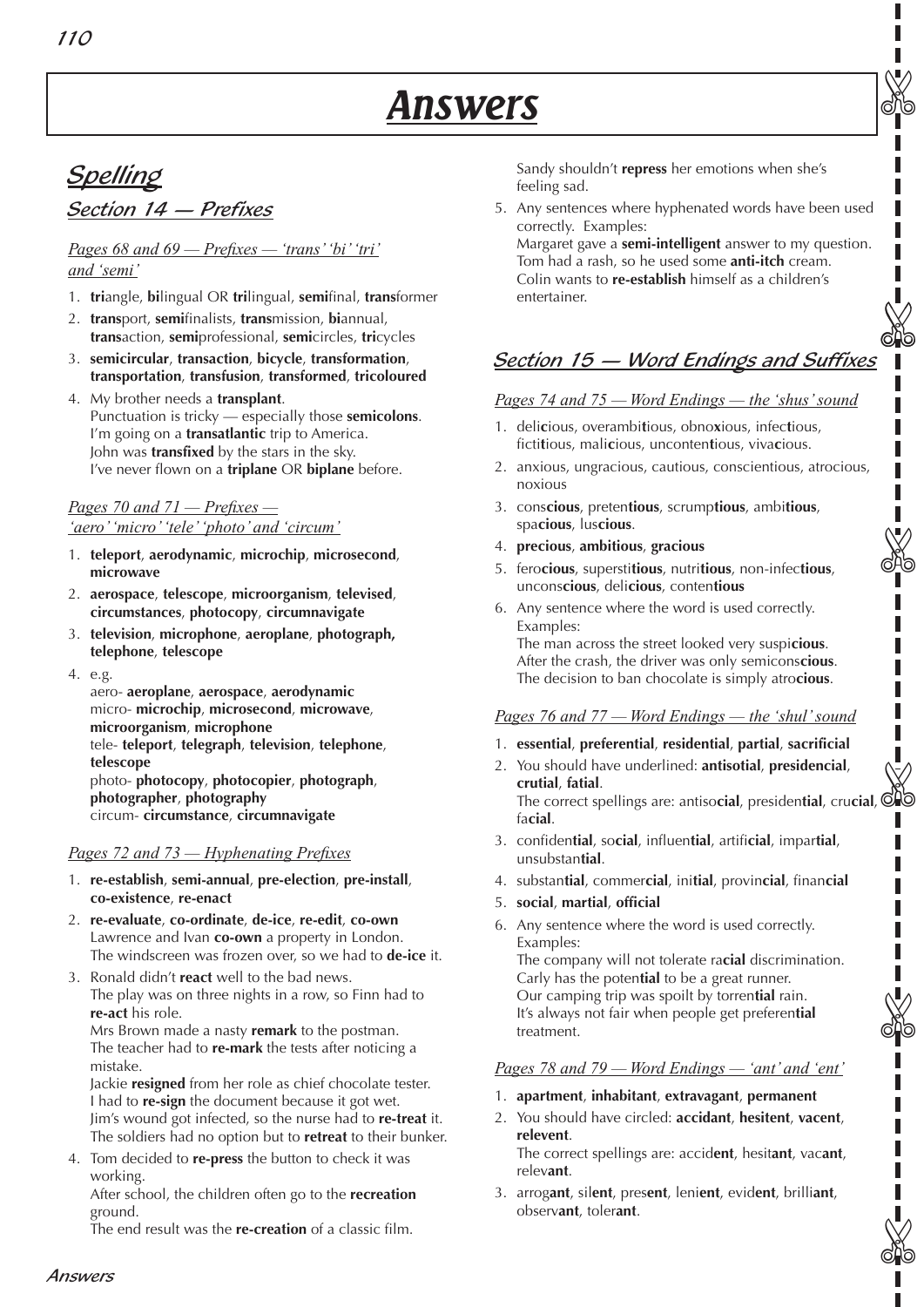# Answers

## Spelling

### Section 14 — Prefixes

*Pages 68 and 69 — Prefixes — 'trans' 'bi' 'tri' and 'semi'*

1. **tri**angle, **bi**lingual OR **tri**lingual, **semi**final, **trans**former
2. **trans**port, **semi**finalists, **trans**mission, **bi**annual, **trans**action, **semi**professional, **semi**circles, **tri**cycles
3. **semicircular**, **transaction**, **bicycle**, **transformation**, **transportation**, **transfusion**, **transformed**, **tricoloured**
4. My brother needs a **transplant**.
   Punctuation is tricky — especially those **semicolons**.
   I'm going on a **transatlantic** trip to America.
   John was **transfixed** by the stars in the sky.
   I've never flown on a **triplane** OR **biplane** before.

*Pages 70 and 71 — Prefixes — 'aero' 'micro' 'tele' 'photo' and 'circum'*

1. **teleport**, **aerodynamic**, **microchip**, **microsecond**, **microwave**
2. **aerospace**, **telescope**, **microorganism**, **televised**, **circumstances**, **photocopy**, **circumnavigate**
3. **television**, **microphone**, **aeroplane**, **photograph,** **telephone**, **telescope**
4. e.g.
   aero- **aeroplane**, **aerospace**, **aerodynamic**
   micro- **microchip**, **microsecond**, **microwave**, **microorganism**, **microphone**
   tele- **teleport**, **telegraph**, **television**, **telephone**, **telescope**
   photo- **photocopy**, **photocopier**, **photograph**, **photographer**, **photography**
   circum- **circumstance**, **circumnavigate**

*Pages 72 and 73 — Hyphenating Prefixes*

1. **re-establish**, **semi-annual**, **pre-election**, **pre-install**, **co-existence**, **re-enact**
2. **re-evaluate**, **co-ordinate**, **de-ice**, **re-edit**, **co-own**
   Lawrence and Ivan **co-own** a property in London.
   The windscreen was frozen over, so we had to **de-ice** it.
3. Ronald didn't **react** well to the bad news.
   The play was on three nights in a row, so Finn had to **re-act** his role.
   Mrs Brown made a nasty **remark** to the postman.
   The teacher had to **re-mark** the tests after noticing a mistake.
   Jackie **resigned** from her role as chief chocolate tester.
   I had to **re-sign** the document because it got wet.
   Jim's wound got infected, so the nurse had to **re-treat** it.
   The soldiers had no option but to **retreat** to their bunker.
4. Tom decided to **re-press** the button to check it was working.
   After school, the children often go to the **recreation** ground.
   The end result was the **re-creation** of a classic film.
   Sandy shouldn't **repress** her emotions when she's feeling sad.
5. Any sentences where hyphenated words have been used correctly. Examples:
   Margaret gave a **semi-intelligent** answer to my question.
   Tom had a rash, so he used some **anti-itch** cream.
   Colin wants to **re-establish** himself as a children's entertainer.

### Section 15 — Word Endings and Suffixes

*Pages 74 and 75 — Word Endings — the 'shus' sound*

1. deli**c**ious, overambi**t**ious, obno**x**ious, infec**t**ious, ficti**t**ious, mali**c**ious, unconten**t**ious, viva**c**ious.
2. anxious, ungracious, cautious, conscientious, atrocious, noxious
3. cons**cious**, preten**tious**, scrump**tious**, ambi**tious**, spa**cious**, lus**cious**.
4. **precious**, **ambitious**, **gracious**
5. fero**cious**, supersti**tious**, nutri**tious**, non-infec**tious**, uncons**cious**, deli**cious**, conten**tious**
6. Any sentence where the word is used correctly. Examples:
   The man across the street looked very suspi**cious**.
   After the crash, the driver was only semicons**cious**.
   The decision to ban chocolate is simply atro**cious**.

*Pages 76 and 77 — Word Endings — the 'shul' sound*

1. **essential**, **preferential**, **residential**, **partial**, **sacrificial**
2. You should have underlined: **antisotial**, **presidencial**, **crutial**, **fatial**.
   The correct spellings are: antiso**cial**, presiden**tial**, cru**cial**, fa**cial**.
3. confiden**tial**, so**cial**, influen**tial**, artifi**cial**, impar**tial**, unsubstan**tial**.
4. substan**tial**, commer**cial**, ini**tial**, provin**cial**, finan**cial**
5. **social**, **martial**, **official**
6. Any sentence where the word is used correctly. Examples:
   The company will not tolerate ra**cial** discrimination.
   Carly has the poten**tial** to be a great runner.
   Our camping trip was spoilt by torren**tial** rain.
   It's always not fair when people get preferen**tial** treatment.

*Pages 78 and 79 — Word Endings — 'ant' and 'ent'*

1. **apartment**, **inhabitant**, **extravagant**, **permanent**
2. You should have circled: **accidant**, **hesitent**, **vacent**, **relevent**.
   The correct spellings are: accid**ent**, hesit**ant**, vac**ant**, relev**ant**.
3. arrog**ant**, sil**ent**, pres**ent**, leni**ent**, evid**ent**, brilli**ant**, observ**ant**, toler**ant**.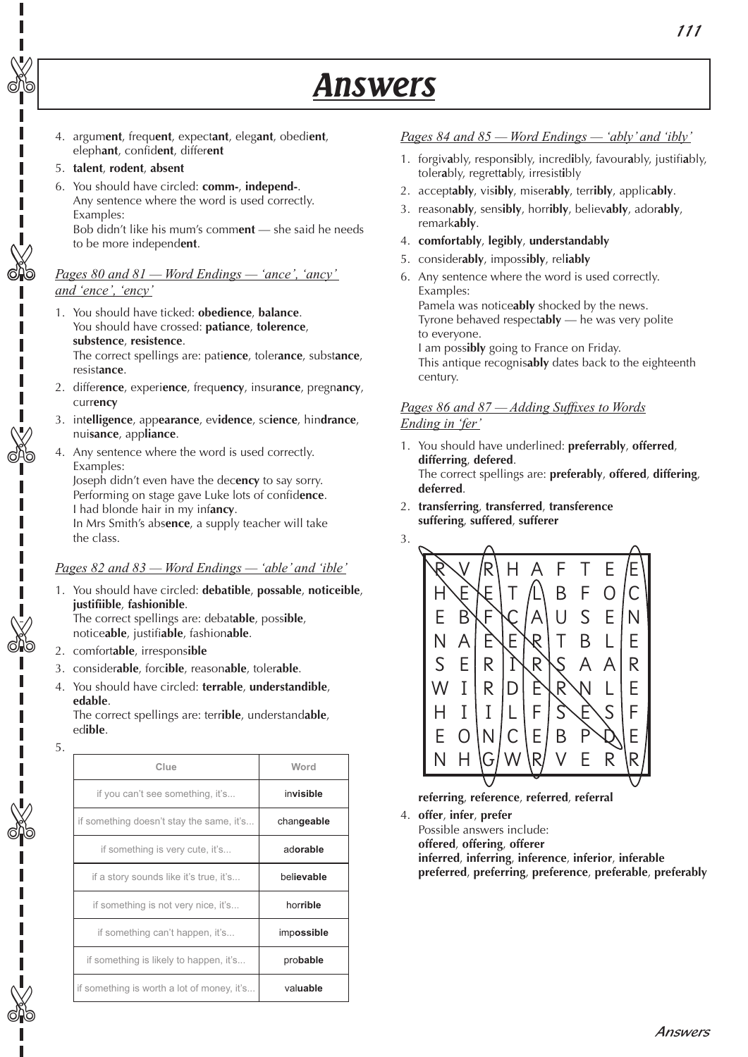# Answers

4. argum**ent**, frequ**ent**, expect**ant**, eleg**ant**, obedi**ent**, eleph**ant**, confid**ent**, differ**ent**
5. **talent**, **rodent**, **absent**
6. You should have circled: **comm-**, **independ-**.
   Any sentence where the word is used correctly.
   Examples:
   Bob didn't like his mum's comm**ent** — she said he needs to be more independ**ent**.

## *Pages 80 and 81 — Word Endings — 'ance', 'ancy' and 'ence', 'ency'*

1. You should have ticked: **obedience**, **balance**.
   You should have crossed: **patiance**, **tolerence**, **substence**, **resistence**.
   The correct spellings are: pati**ence**, toler**ance**, subst**ance**, resist**ance**.
2. differ**ence**, experi**ence**, frequ**ency**, insur**ance**, pregn**ancy**, curr**ency**
3. int**elligence**, app**earance**, ev**idence**, sc**ience**, hin**drance**, nui**sance**, app**liance**.
4. Any sentence where the word is used correctly.
   Examples:
   Joseph didn't even have the dec**ency** to say sorry.
   Performing on stage gave Luke lots of confid**ence**.
   I had blonde hair in my inf**ancy**.
   In Mrs Smith's abs**ence**, a supply teacher will take the class.

## *Pages 82 and 83 — Word Endings — 'able' and 'ible'*

1. You should have circled: **debatible**, **possable**, **noticeible**, **justifiible**, **fashionible**.
   The correct spellings are: debat**able**, poss**ible**, notice**able**, justifi**able**, fashion**able**.
2. comfort**able**, irrespons**ible**
3. consider**able**, forc**ible**, reason**able**, toler**able**.
4. You should have circled: **terrable**, **understandible**, **edable**.
   The correct spellings are: terr**ible**, understand**able**, ed**ible**.
5.

| Clue | Word |
|---|---|
| if you can't see something, it's... | in**visible** |
| if something doesn't stay the same, it's... | chan**geable** |
| if something is very cute, it's... | ad**orable** |
| if a story sounds like it's true, it's... | bel**ievable** |
| if something is not very nice, it's... | hor**rible** |
| if something can't happen, it's... | imp**ossible** |
| if something is likely to happen, it's... | pro**bable** |
| if something is worth a lot of money, it's... | val**uable** |

## *Pages 84 and 85 — Word Endings — 'ably' and 'ibly'*

1. forgiv**a**bly, respons**i**bly, incred**i**bly, favour**a**bly, justifi**a**bly, toler**a**bly, regrett**a**bly, irresist**i**bly
2. accept**ably**, vis**ibly**, miser**ably**, terr**ibly**, applic**ably**.
3. reason**ably**, sens**ibly**, horr**ibly**, believ**ably**, ador**ably**, remark**ably**.
4. **comfortably**, **legibly**, **understandably**
5. consider**ably**, imposs**ibly**, rel**iably**
6. Any sentence where the word is used correctly.
   Examples:
   Pamela was notice**ably** shocked by the news.
   Tyrone behaved respect**ably** — he was very polite to everyone.
   I am poss**ibly** going to France on Friday.
   This antique recognis**ably** dates back to the eighteenth century.

## *Pages 86 and 87 — Adding Suffixes to Words Ending in 'fer'*

1. You should have underlined: **preferrably**, **offerred**, **differring**, **defered**.
   The correct spellings are: **preferably**, **offered**, **differing**, **deferred**.
2. **transferring**, **transferred**, **transference**
   **suffering**, **suffered**, **sufferer**
3.

| | | | | | | | | |
|---|---|---|---|---|---|---|---|---|
| R | V | R | H | A | F | T | E | E |
| H | E | E | T | L | B | F | O | C |
| E | B | F | C | A | U | S | E | N |
| N | A | E | E | R | T | B | L | E |
| S | E | R | I | R | S | A | A | R |
| W | I | R | D | E | R | N | L | E |
| H | I | I | L | F | S | E | S | F |
| E | O | N | C | E | B | P | D | E |
| N | H | G | W | R | V | E | R | R |

   **referring**, **reference**, **referred**, **referral**
4. **offer**, **infer**, **prefer**
   Possible answers include:
   **offered**, **offering**, **offerer**
   **inferred**, **inferring**, **inference**, **inferior**, **inferable**
   **preferred**, **preferring**, **preference**, **preferable**, **preferably**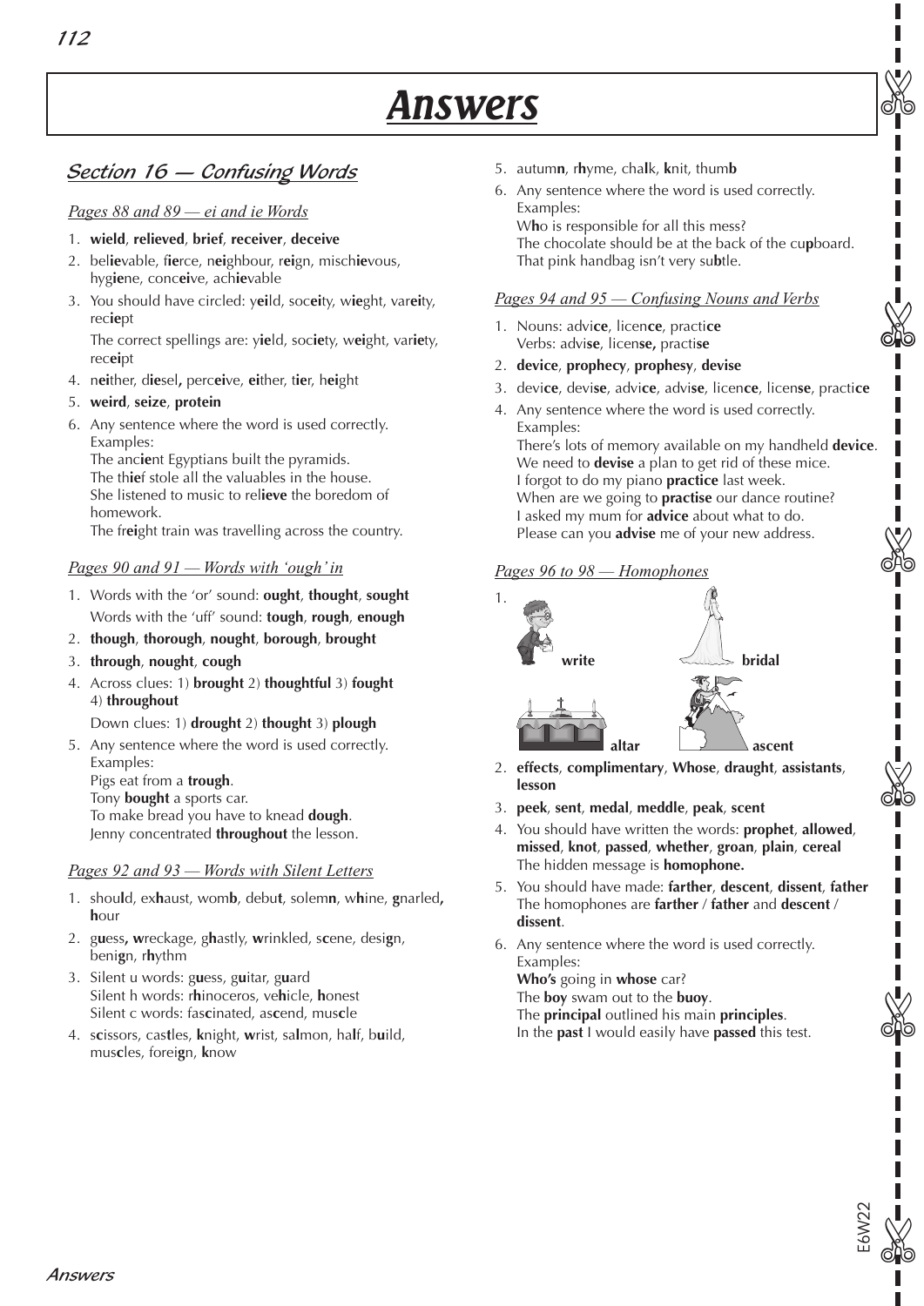# Answers

## Section 16 — Confusing Words

*Pages 88 and 89 — ei and ie Words*

1. **wield**, **relieved**, **brief**, **receiver**, **deceive**
2. bel**ie**vable, f**ie**rce, n**ei**ghbour, r**ei**gn, misch**ie**vous, hyg**ie**ne, conc**ei**ve, ach**ie**vable
3. You should have circled: y**ei**ld, soc**ei**ty, w**ie**ght, var**ei**ty, rec**ie**pt
   The correct spellings are: y**ie**ld, soc**ie**ty, w**ei**ght, var**ie**ty, rec**ei**pt
4. n**ei**ther, d**ie**sel**,** perc**ei**ve, **ei**ther, t**ie**r, h**ei**ght
5. **weird**, **seize**, **protein**
6. Any sentence where the word is used correctly. Examples:
   The anc**ie**nt Egyptians built the pyramids.
   The th**ie**f stole all the valuables in the house.
   She listened to music to rel**ieve** the boredom of homework.
   The fr**ei**ght train was travelling across the country.

*Pages 90 and 91 — Words with 'ough' in*

1. Words with the 'or' sound: **ought**, **thought**, **sought**
   Words with the 'uff' sound: **tough**, **rough**, **enough**
2. **though**, **thorough**, **nought**, **borough**, **brought**
3. **through**, **nought**, **cough**
4. Across clues: 1) **brought** 2) **thoughtful** 3) **fought** 4) **throughout**
   Down clues: 1) **drought** 2) **thought** 3) **plough**
5. Any sentence where the word is used correctly. Examples:
   Pigs eat from a **trough**.
   Tony **bought** a sports car.
   To make bread you have to knead **dough**.
   Jenny concentrated **throughout** the lesson.

*Pages 92 and 93 — Words with Silent Letters*

1. shou**l**d, ex**h**aust, wom**b**, debu**t**, solem**n**, w**h**ine, **g**narled**, h**our
2. g**u**ess**, w**reckage, g**h**astly, **w**rinkled, s**c**ene, desi**g**n, beni**g**n, r**h**ythm
3. Silent u words: g**u**ess, g**u**itar, g**u**ard
   Silent h words: r**h**inoceros, ve**h**icle, **h**onest
   Silent c words: fas**c**inated, as**c**end, mus**c**le
4. s**c**issors, cas**t**les, **k**night, **w**rist, sa**l**mon, ha**l**f, b**u**ild, mus**c**les, forei**g**n, **k**now
5. autum**n**, r**h**yme, cha**l**k, **k**nit, thum**b**
6. Any sentence where the word is used correctly. Examples:
   W**h**o is responsible for all this mess?
   The chocolate should be at the back of the cu**p**board.
   That pink handbag isn't very su**b**tle.

*Pages 94 and 95 — Confusing Nouns and Verbs*

1. Nouns: advi**ce**, licen**ce**, practi**ce**
   Verbs: advi**se**, licen**se,** practi**se**
2. **device**, **prophecy**, **prophesy**, **devise**
3. devi**ce**, devi**se**, advi**ce**, advi**se**, licen**ce**, licen**se**, practi**ce**
4. Any sentence where the word is used correctly. Examples:
   There's lots of memory available on my handheld **device**.
   We need to **devise** a plan to get rid of these mice.
   I forgot to do my piano **practice** last week.
   When are we going to **practise** our dance routine?
   I asked my mum for **advice** about what to do.
   Please can you **advise** me of your new address.

*Pages 96 to 98 — Homophones*

1. **write** **bridal** **altar** **ascent**
2. **effects**, **complimentary**, **Whose**, **draught**, **assistants**, **lesson**
3. **peek**, **sent**, **medal**, **meddle**, **peak**, **scent**
4. You should have written the words: **prophet**, **allowed**, **missed**, **knot**, **passed**, **whether**, **groan**, **plain**, **cereal**
   The hidden message is **homophone.**
5. You should have made: **farther**, **descent**, **dissent**, **father**
   The homophones are **farther** / **father** and **descent** / **dissent**.
6. Any sentence where the word is used correctly. Examples:
   **Who's** going in **whose** car?
   The **boy** swam out to the **buoy**.
   The **principal** outlined his main **principles**.
   In the **past** I would easily have **passed** this test.